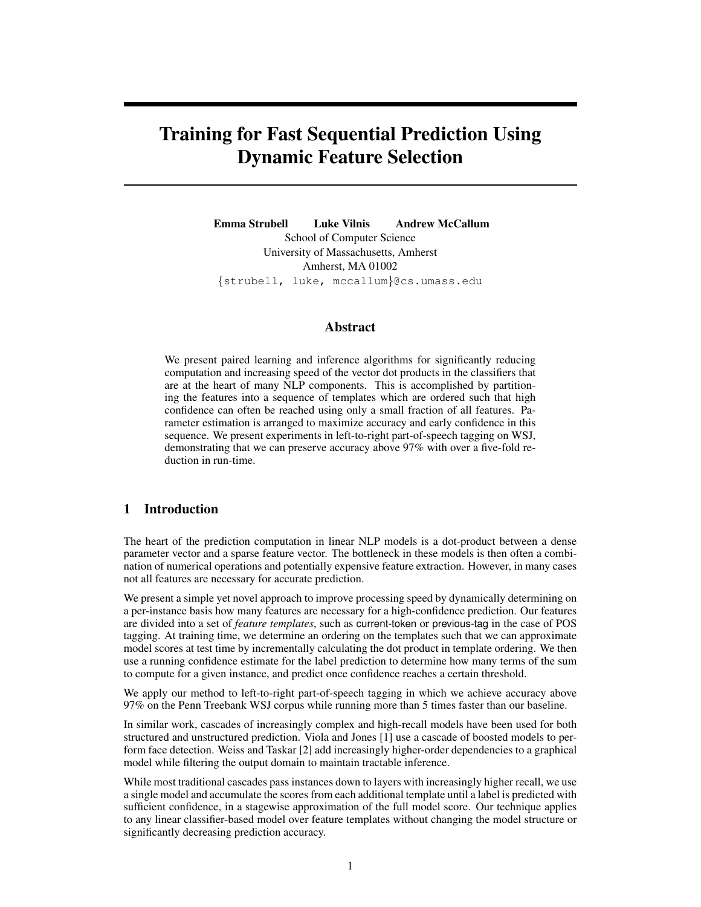# Training for Fast Sequential Prediction Using Dynamic Feature Selection

**Emma Strubell** **Luke Vilnis** **Andrew McCallum**
School of Computer Science
University of Massachusetts, Amherst
Amherst, MA 01002
{strubell, luke, mccallum}@cs.umass.edu

## Abstract

We present paired learning and inference algorithms for significantly reducing computation and increasing speed of the vector dot products in the classifiers that are at the heart of many NLP components. This is accomplished by partitioning the features into a sequence of templates which are ordered such that high confidence can often be reached using only a small fraction of all features. Parameter estimation is arranged to maximize accuracy and early confidence in this sequence. We present experiments in left-to-right part-of-speech tagging on WSJ, demonstrating that we can preserve accuracy above 97% with over a five-fold reduction in run-time.

## 1 Introduction

The heart of the prediction computation in linear NLP models is a dot-product between a dense parameter vector and a sparse feature vector. The bottleneck in these models is then often a combination of numerical operations and potentially expensive feature extraction. However, in many cases not all features are necessary for accurate prediction.

We present a simple yet novel approach to improve processing speed by dynamically determining on a per-instance basis how many features are necessary for a high-confidence prediction. Our features are divided into a set of *feature templates*, such as current-token or previous-tag in the case of POS tagging. At training time, we determine an ordering on the templates such that we can approximate model scores at test time by incrementally calculating the dot product in template ordering. We then use a running confidence estimate for the label prediction to determine how many terms of the sum to compute for a given instance, and predict once confidence reaches a certain threshold.

We apply our method to left-to-right part-of-speech tagging in which we achieve accuracy above 97% on the Penn Treebank WSJ corpus while running more than 5 times faster than our baseline.

In similar work, cascades of increasingly complex and high-recall models have been used for both structured and unstructured prediction. Viola and Jones [1] use a cascade of boosted models to perform face detection. Weiss and Taskar [2] add increasingly higher-order dependencies to a graphical model while filtering the output domain to maintain tractable inference.

While most traditional cascades pass instances down to layers with increasingly higher recall, we use a single model and accumulate the scores from each additional template until a label is predicted with sufficient confidence, in a stagewise approximation of the full model score. Our technique applies to any linear classifier-based model over feature templates without changing the model structure or significantly decreasing prediction accuracy.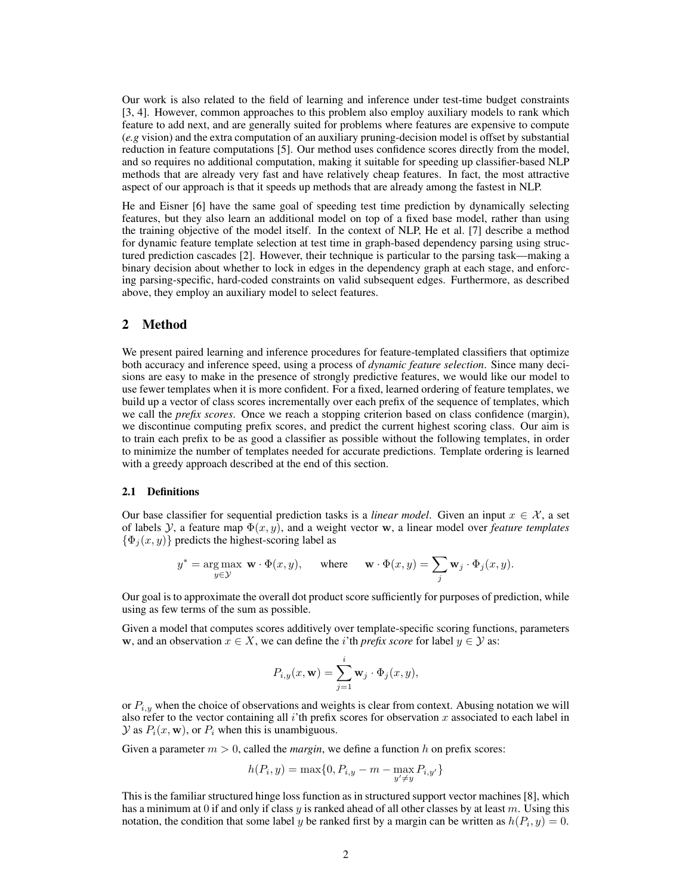Our work is also related to the field of learning and inference under test-time budget constraints [3, 4]. However, common approaches to this problem also employ auxiliary models to rank which feature to add next, and are generally suited for problems where features are expensive to compute (*e.g* vision) and the extra computation of an auxiliary pruning-decision model is offset by substantial reduction in feature computations [5]. Our method uses confidence scores directly from the model, and so requires no additional computation, making it suitable for speeding up classifier-based NLP methods that are already very fast and have relatively cheap features. In fact, the most attractive aspect of our approach is that it speeds up methods that are already among the fastest in NLP.

He and Eisner [6] have the same goal of speeding test time prediction by dynamically selecting features, but they also learn an additional model on top of a fixed base model, rather than using the training objective of the model itself. In the context of NLP, He et al. [7] describe a method for dynamic feature template selection at test time in graph-based dependency parsing using structured prediction cascades [2]. However, their technique is particular to the parsing task—making a binary decision about whether to lock in edges in the dependency graph at each stage, and enforcing parsing-specific, hard-coded constraints on valid subsequent edges. Furthermore, as described above, they employ an auxiliary model to select features.

## 2 Method

We present paired learning and inference procedures for feature-templated classifiers that optimize both accuracy and inference speed, using a process of *dynamic feature selection*. Since many decisions are easy to make in the presence of strongly predictive features, we would like our model to use fewer templates when it is more confident. For a fixed, learned ordering of feature templates, we build up a vector of class scores incrementally over each prefix of the sequence of templates, which we call the *prefix scores*. Once we reach a stopping criterion based on class confidence (margin), we discontinue computing prefix scores, and predict the current highest scoring class. Our aim is to train each prefix to be as good a classifier as possible without the following templates, in order to minimize the number of templates needed for accurate predictions. Template ordering is learned with a greedy approach described at the end of this section.

### 2.1 Definitions

Our base classifier for sequential prediction tasks is a *linear model*. Given an input $x \in \mathcal{X}$, a set of labels $\mathcal{Y}$, a feature map $\Phi(x, y)$, and a weight vector $\mathbf{w}$, a linear model over *feature templates* $\{\Phi_j(x, y)\}$ predicts the highest-scoring label as

$$y^* = \underset{y \in \mathcal{Y}}{\arg\max}\ \mathbf{w} \cdot \Phi(x, y), \qquad \text{where} \qquad \mathbf{w} \cdot \Phi(x, y) = \sum_j \mathbf{w}_j \cdot \Phi_j(x, y).$$

Our goal is to approximate the overall dot product score sufficiently for purposes of prediction, while using as few terms of the sum as possible.

Given a model that computes scores additively over template-specific scoring functions, parameters $\mathbf{w}$, and an observation $x \in X$, we can define the $i$'th *prefix score* for label $y \in \mathcal{Y}$ as:

$$P_{i,y}(x, \mathbf{w}) = \sum_{j=1}^{i} \mathbf{w}_j \cdot \Phi_j(x, y),$$

or $P_{i,y}$ when the choice of observations and weights is clear from context. Abusing notation we will also refer to the vector containing all $i$'th prefix scores for observation $x$ associated to each label in $\mathcal{Y}$ as $P_i(x, \mathbf{w})$, or $P_i$ when this is unambiguous.

Given a parameter $m > 0$, called the *margin*, we define a function $h$ on prefix scores:

$$h(P_i, y) = \max\{0, P_{i,y} - m - \max_{y' \neq y} P_{i,y'}\}$$

This is the familiar structured hinge loss function as in structured support vector machines [8], which has a minimum at 0 if and only if class $y$ is ranked ahead of all other classes by at least $m$. Using this notation, the condition that some label $y$ be ranked first by a margin can be written as $h(P_i, y) = 0$.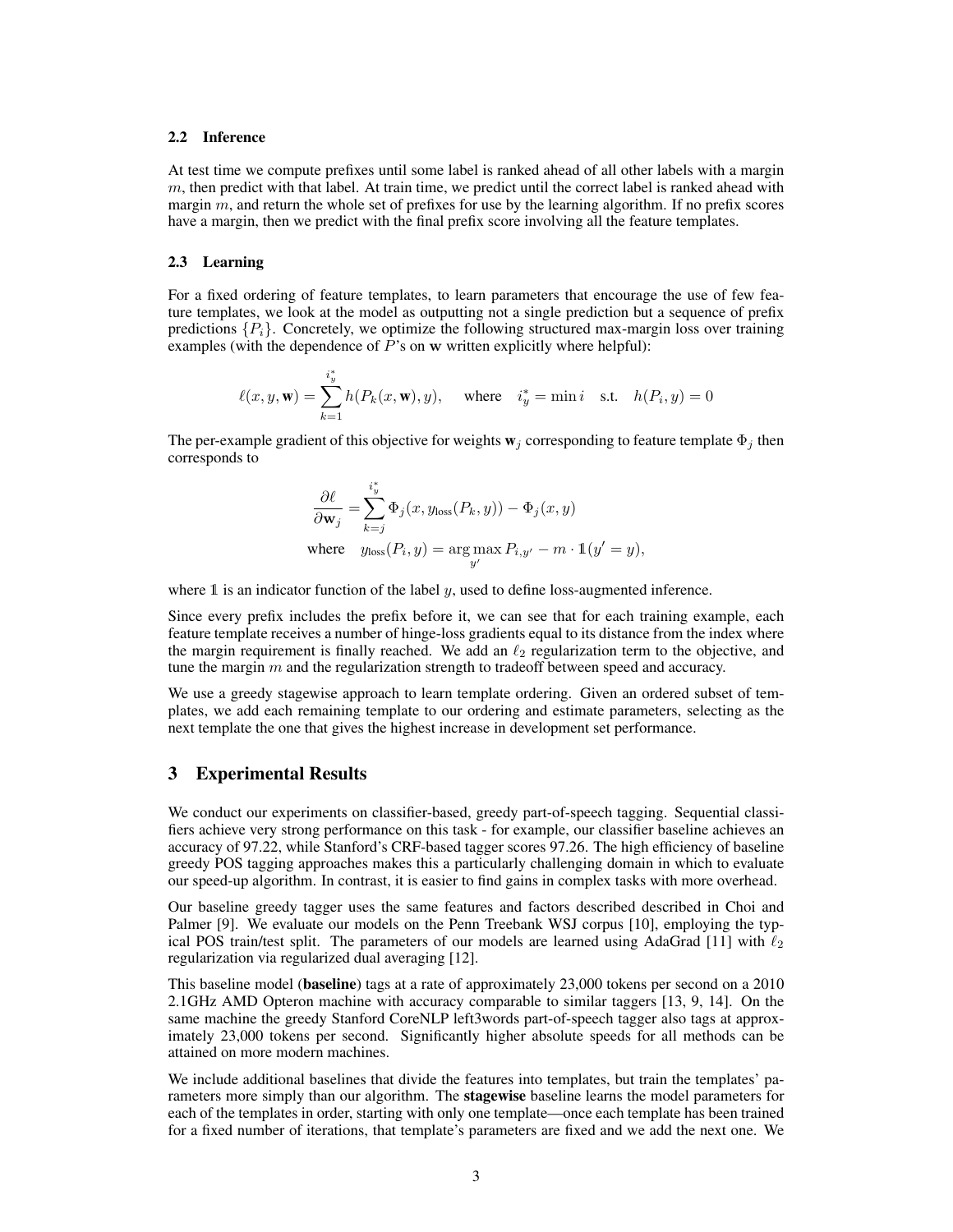### 2.2 Inference

At test time we compute prefixes until some label is ranked ahead of all other labels with a margin $m$, then predict with that label. At train time, we predict until the correct label is ranked ahead with margin $m$, and return the whole set of prefixes for use by the learning algorithm. If no prefix scores have a margin, then we predict with the final prefix score involving all the feature templates.

### 2.3 Learning

For a fixed ordering of feature templates, to learn parameters that encourage the use of few feature templates, we look at the model as outputting not a single prediction but a sequence of prefix predictions $\{P_i\}$. Concretely, we optimize the following structured max-margin loss over training examples (with the dependence of $P$'s on $\mathbf{w}$ written explicitly where helpful):

$$\ell(x, y, \mathbf{w}) = \sum_{k=1}^{i_y^*} h(P_k(x, \mathbf{w}), y), \quad \text{where} \quad i_y^* = \min i \quad \text{s.t.} \quad h(P_i, y) = 0$$

The per-example gradient of this objective for weights $\mathbf{w}_j$ corresponding to feature template $\Phi_j$ then corresponds to

$$\frac{\partial \ell}{\partial \mathbf{w}_j} = \sum_{k=j}^{i_y^*} \Phi_j(x, y_{\text{loss}}(P_k, y)) - \Phi_j(x, y)$$

$$\text{where} \quad y_{\text{loss}}(P_i, y) = \arg\max_{y'} P_{i,y'} - m \cdot \mathbb{1}(y' = y),$$

where $\mathbb{1}$ is an indicator function of the label $y$, used to define loss-augmented inference.

Since every prefix includes the prefix before it, we can see that for each training example, each feature template receives a number of hinge-loss gradients equal to its distance from the index where the margin requirement is finally reached. We add an $\ell_2$ regularization term to the objective, and tune the margin $m$ and the regularization strength to tradeoff between speed and accuracy.

We use a greedy stagewise approach to learn template ordering. Given an ordered subset of templates, we add each remaining template to our ordering and estimate parameters, selecting as the next template the one that gives the highest increase in development set performance.

## 3 Experimental Results

We conduct our experiments on classifier-based, greedy part-of-speech tagging. Sequential classifiers achieve very strong performance on this task - for example, our classifier baseline achieves an accuracy of 97.22, while Stanford's CRF-based tagger scores 97.26. The high efficiency of baseline greedy POS tagging approaches makes this a particularly challenging domain in which to evaluate our speed-up algorithm. In contrast, it is easier to find gains in complex tasks with more overhead.

Our baseline greedy tagger uses the same features and factors described described in Choi and Palmer [9]. We evaluate our models on the Penn Treebank WSJ corpus [10], employing the typical POS train/test split. The parameters of our models are learned using AdaGrad [11] with $\ell_2$ regularization via regularized dual averaging [12].

This baseline model (**baseline**) tags at a rate of approximately 23,000 tokens per second on a 2010 2.1GHz AMD Opteron machine with accuracy comparable to similar taggers [13, 9, 14]. On the same machine the greedy Stanford CoreNLP left3words part-of-speech tagger also tags at approximately 23,000 tokens per second. Significantly higher absolute speeds for all methods can be attained on more modern machines.

We include additional baselines that divide the features into templates, but train the templates' parameters more simply than our algorithm. The **stagewise** baseline learns the model parameters for each of the templates in order, starting with only one template—once each template has been trained for a fixed number of iterations, that template's parameters are fixed and we add the next one. We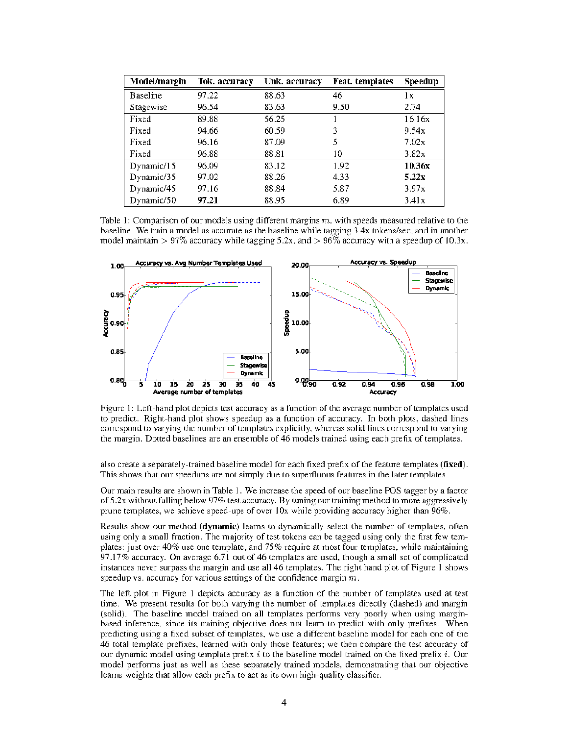| Model/margin | Tok. accuracy | Unk. accuracy | Feat. templates | Speedup |
|---|---|---|---|---|
| Baseline | 97.22 | 88.63 | 46 | 1x |
| Stagewise | 96.54 | 83.63 | 9.50 | 2.74 |
| Fixed | 89.88 | 56.25 | 1 | 16.16x |
| Fixed | 94.66 | 60.59 | 3 | 9.54x |
| Fixed | 96.16 | 87.09 | 5 | 7.02x |
| Fixed | 96.88 | 88.81 | 10 | 3.82x |
| Dynamic/15 | 96.09 | 83.12 | 1.92 | **10.36x** |
| Dynamic/35 | 97.02 | 88.26 | 4.33 | **5.22x** |
| Dynamic/45 | 97.16 | 88.84 | 5.87 | 3.97x |
| Dynamic/50 | **97.21** | 88.95 | 6.89 | 3.41x |

Table 1: Comparison of our models using different margins $m$, with speeds measured relative to the baseline. We train a model as accurate as the baseline while tagging 3.4x tokens/sec, and in another model maintain > 97% accuracy while tagging 5.2x, and > 96% accuracy with a speedup of 10.3x.

Figure 1: Left-hand plot depicts test accuracy as a function of the average number of templates used to predict. Right-hand plot shows speedup as a function of accuracy. In both plots, dashed lines correspond to varying the number of templates explicitly, whereas solid lines correspond to varying the margin. Dotted baselines are an ensemble of 46 models trained using each prefix of templates.

also create a separately-trained baseline model for each fixed prefix of the feature templates (**fixed**). This shows that our speedups are not simply due to superfluous features in the later templates.

Our main results are shown in Table 1. We increase the speed of our baseline POS tagger by a factor of 5.2x without falling below 97% test accuracy. By tuning our training method to more aggressively prune templates, we achieve speed-ups of over 10x while providing accuracy higher than 96%.

Results show our method (**dynamic**) learns to dynamically select the number of templates, often using only a small fraction. The majority of test tokens can be tagged using only the first few templates: just over 40% use one template, and 75% require at most four templates, while maintaining 97.17% accuracy. On average 6.71 out of 46 templates are used, though a small set of complicated instances never surpass the margin and use all 46 templates. The right hand plot of Figure 1 shows speedup vs. accuracy for various settings of the confidence margin $m$.

The left plot in Figure 1 depicts accuracy as a function of the number of templates used at test time. We present results for both varying the number of templates directly (dashed) and margin (solid). The baseline model trained on all templates performs very poorly when using margin-based inference, since its training objective does not learn to predict with only prefixes. When predicting using a fixed subset of templates, we use a different baseline model for each one of the 46 total template prefixes, learned with only those features; we then compare the test accuracy of our dynamic model using template prefix $i$ to the baseline model trained on the fixed prefix $i$. Our model performs just as well as these separately trained models, demonstrating that our objective learns weights that allow each prefix to act as its own high-quality classifier.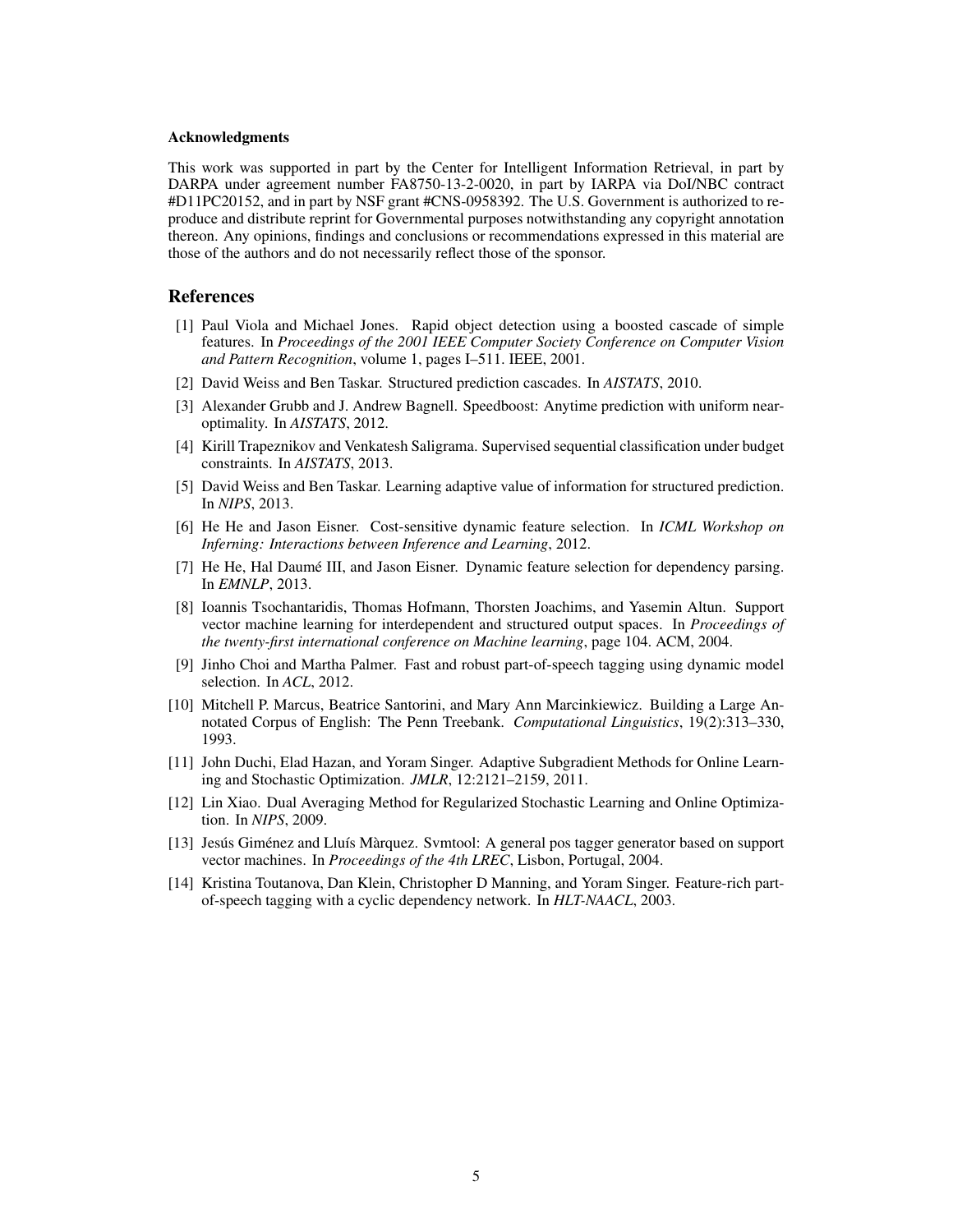### Acknowledgments

This work was supported in part by the Center for Intelligent Information Retrieval, in part by DARPA under agreement number FA8750-13-2-0020, in part by IARPA via DoI/NBC contract #D11PC20152, and in part by NSF grant #CNS-0958392. The U.S. Government is authorized to reproduce and distribute reprint for Governmental purposes notwithstanding any copyright annotation thereon. Any opinions, findings and conclusions or recommendations expressed in this material are those of the authors and do not necessarily reflect those of the sponsor.

## References

[1] Paul Viola and Michael Jones. Rapid object detection using a boosted cascade of simple features. In *Proceedings of the 2001 IEEE Computer Society Conference on Computer Vision and Pattern Recognition*, volume 1, pages I–511. IEEE, 2001.

[2] David Weiss and Ben Taskar. Structured prediction cascades. In *AISTATS*, 2010.

[3] Alexander Grubb and J. Andrew Bagnell. Speedboost: Anytime prediction with uniform near-optimality. In *AISTATS*, 2012.

[4] Kirill Trapeznikov and Venkatesh Saligrama. Supervised sequential classification under budget constraints. In *AISTATS*, 2013.

[5] David Weiss and Ben Taskar. Learning adaptive value of information for structured prediction. In *NIPS*, 2013.

[6] He He and Jason Eisner. Cost-sensitive dynamic feature selection. In *ICML Workshop on Inferning: Interactions between Inference and Learning*, 2012.

[7] He He, Hal Daumé III, and Jason Eisner. Dynamic feature selection for dependency parsing. In *EMNLP*, 2013.

[8] Ioannis Tsochantaridis, Thomas Hofmann, Thorsten Joachims, and Yasemin Altun. Support vector machine learning for interdependent and structured output spaces. In *Proceedings of the twenty-first international conference on Machine learning*, page 104. ACM, 2004.

[9] Jinho Choi and Martha Palmer. Fast and robust part-of-speech tagging using dynamic model selection. In *ACL*, 2012.

[10] Mitchell P. Marcus, Beatrice Santorini, and Mary Ann Marcinkiewicz. Building a Large Annotated Corpus of English: The Penn Treebank. *Computational Linguistics*, 19(2):313–330, 1993.

[11] John Duchi, Elad Hazan, and Yoram Singer. Adaptive Subgradient Methods for Online Learning and Stochastic Optimization. *JMLR*, 12:2121–2159, 2011.

[12] Lin Xiao. Dual Averaging Method for Regularized Stochastic Learning and Online Optimization. In *NIPS*, 2009.

[13] Jesús Giménez and Lluís Màrquez. Svmtool: A general pos tagger generator based on support vector machines. In *Proceedings of the 4th LREC*, Lisbon, Portugal, 2004.

[14] Kristina Toutanova, Dan Klein, Christopher D Manning, and Yoram Singer. Feature-rich part-of-speech tagging with a cyclic dependency network. In *HLT-NAACL*, 2003.